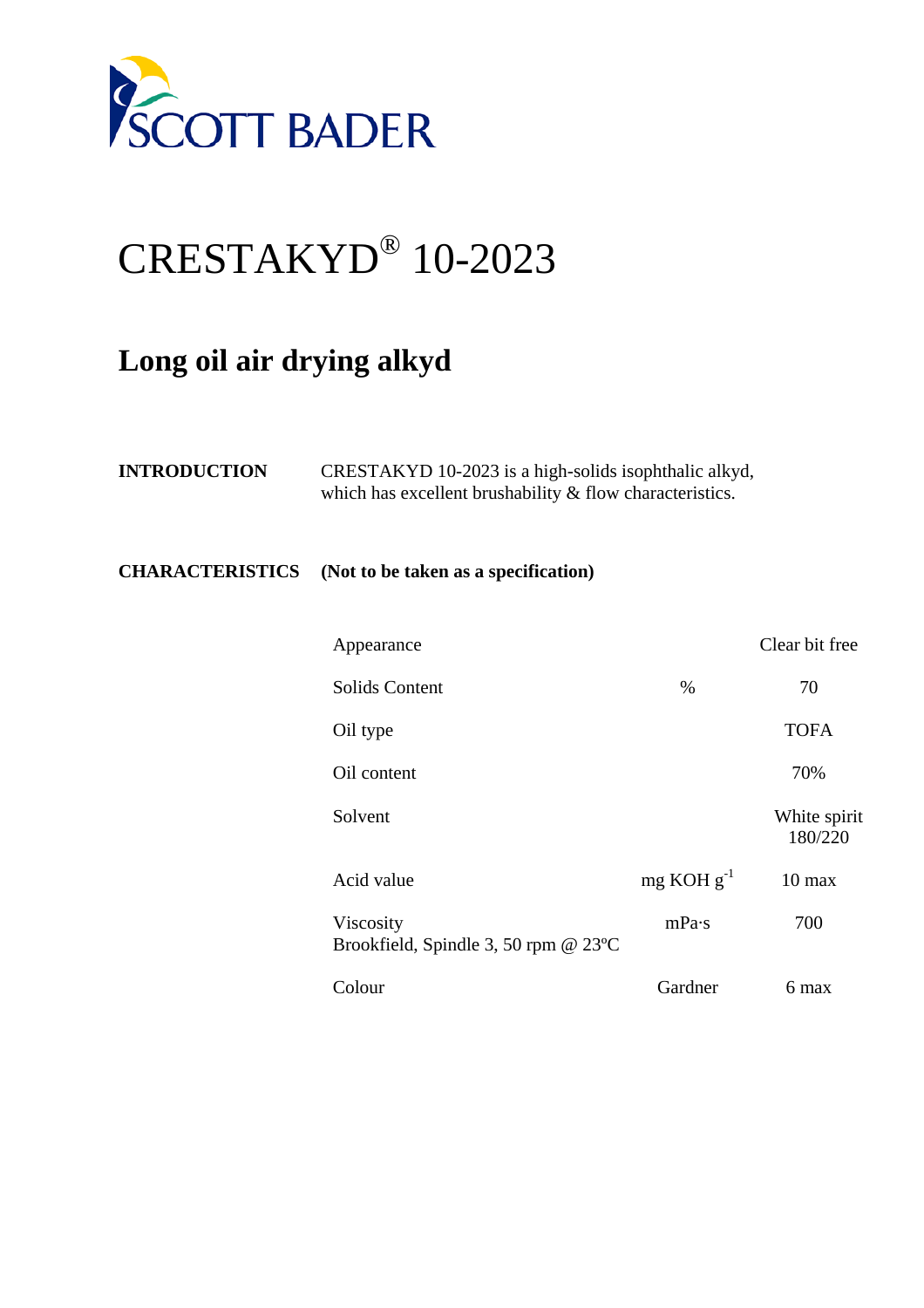SCOTT BADER

# CRESTAKYD® 10-2023

## Long oil air drying alkyd

**INTRODUCTION**

CRESTAKYD 10-2023 is a high-solids isophthalic alkyd, which has excellent brushability & flow characteristics.

**CHARACTERISTICS** **(Not to be taken as a specification)**

| Property | Unit | Value |
|---|---|---|
| Appearance | | Clear bit free |
| Solids Content | % | 70 |
| Oil type | | TOFA |
| Oil content | | 70% |
| Solvent | | White spirit 180/220 |
| Acid value | mg KOH $g^{-1}$ | 10 max |
| Viscosity Brookfield, Spindle 3, 50 rpm @ 23ºC | mPa·s | 700 |
| Colour | Gardner | 6 max |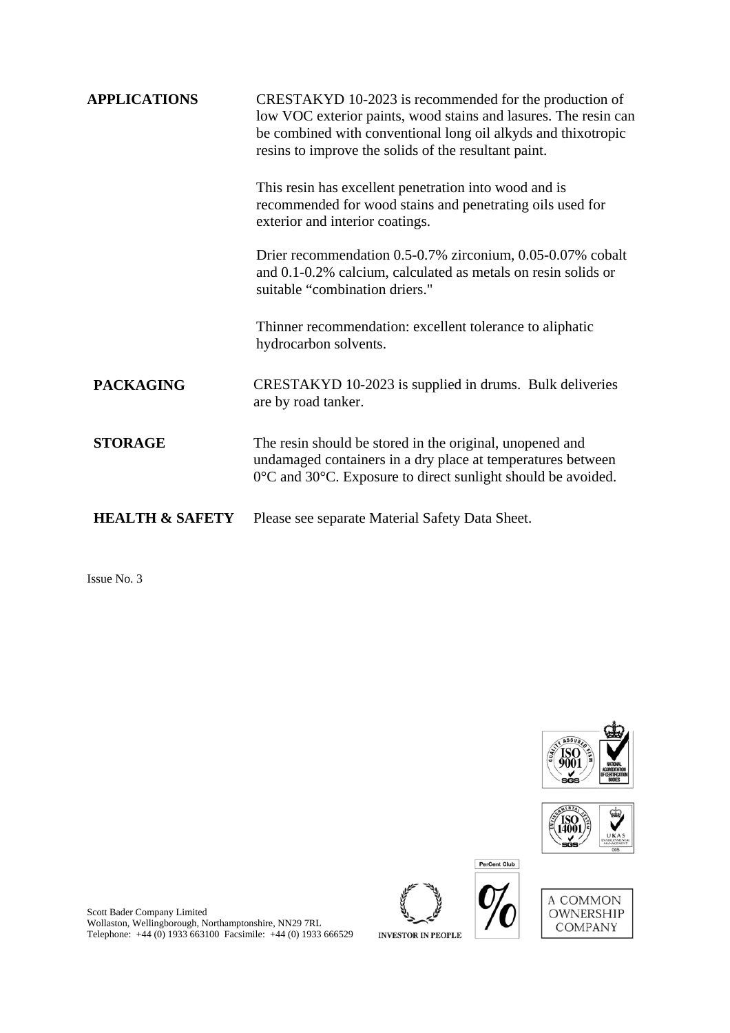**APPLICATIONS**

CRESTAKYD 10-2023 is recommended for the production of low VOC exterior paints, wood stains and lasures. The resin can be combined with conventional long oil alkyds and thixotropic resins to improve the solids of the resultant paint.

This resin has excellent penetration into wood and is recommended for wood stains and penetrating oils used for exterior and interior coatings.

Drier recommendation 0.5-0.7% zirconium, 0.05-0.07% cobalt and 0.1-0.2% calcium, calculated as metals on resin solids or suitable "combination driers."

Thinner recommendation: excellent tolerance to aliphatic hydrocarbon solvents.

**PACKAGING**

CRESTAKYD 10-2023 is supplied in drums. Bulk deliveries are by road tanker.

**STORAGE**

The resin should be stored in the original, unopened and undamaged containers in a dry place at temperatures between 0°C and 30°C. Exposure to direct sunlight should be avoided.

**HEALTH & SAFETY**

Please see separate Material Safety Data Sheet.

Issue No. 3

Scott Bader Company Limited
Wollaston, Wellingborough, Northamptonshire, NN29 7RL
Telephone: +44 (0) 1933 663100 Facsimile: +44 (0) 1933 666529

INVESTOR IN PEOPLE

PerCent Club

A COMMON OWNERSHIP COMPANY